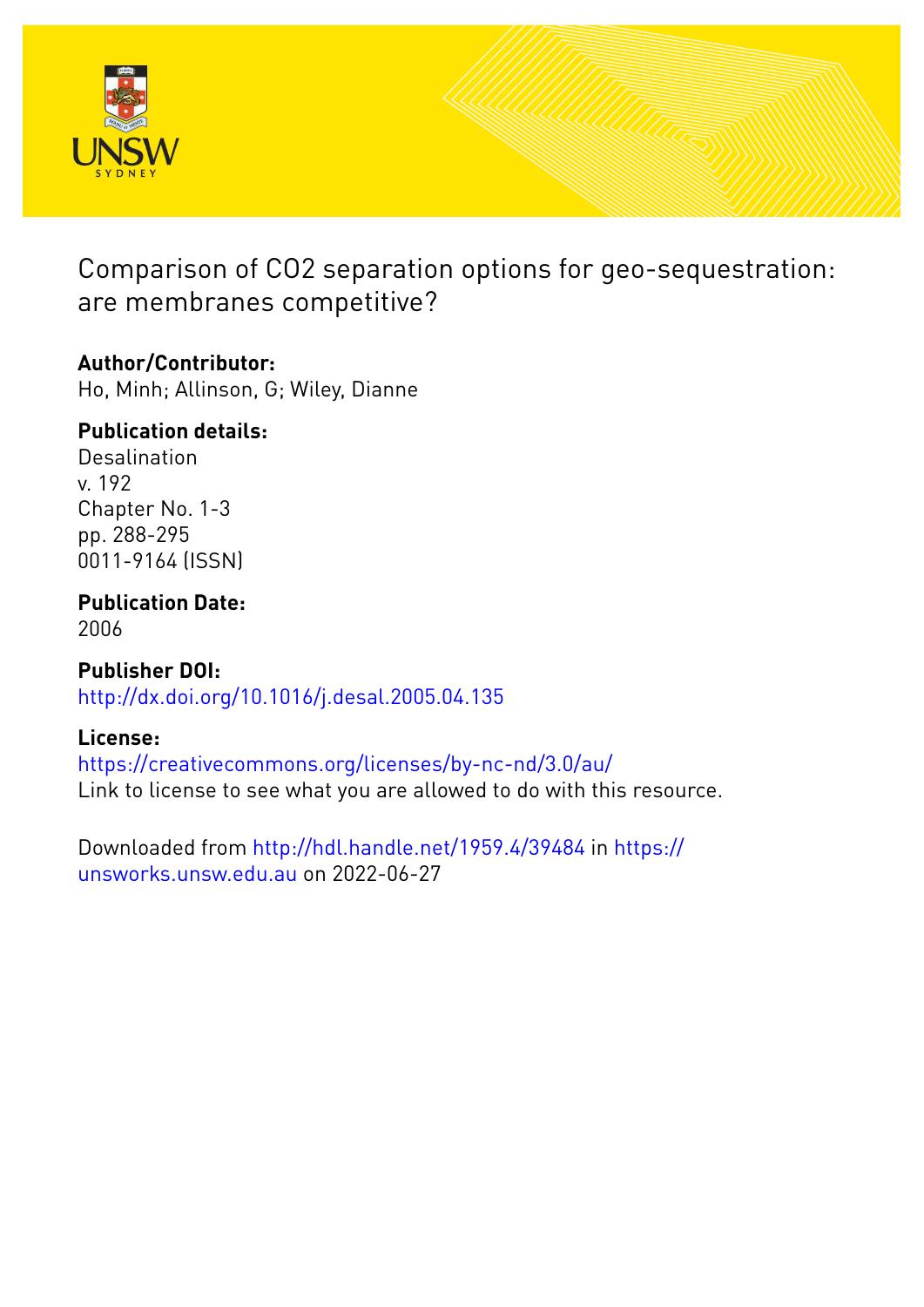# Comparison of CO2 separation options for geo-sequestration: are membranes competitive?

**Author/Contributor:**
Ho, Minh; Allinson, G; Wiley, Dianne

**Publication details:**
Desalination
v. 192
Chapter No. 1-3
pp. 288-295
0011-9164 (ISSN)

**Publication Date:**
2006

**Publisher DOI:**
http://dx.doi.org/10.1016/j.desal.2005.04.135

**License:**
https://creativecommons.org/licenses/by-nc-nd/3.0/au/
Link to license to see what you are allowed to do with this resource.

Downloaded from http://hdl.handle.net/1959.4/39484 in https://unsworks.unsw.edu.au on 2022-06-27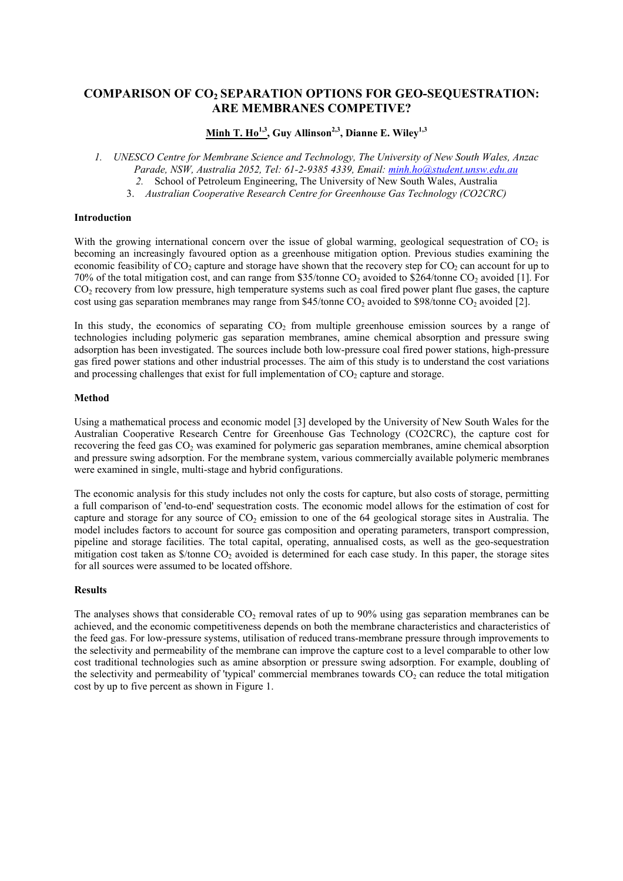# COMPARISON OF $CO_2$ SEPARATION OPTIONS FOR GEO-SEQUESTRATION: ARE MEMBRANES COMPETIVE?

**Minh T. Ho[1,3], Guy Allinson[2,3], Dianne E. Wiley[1,3]**

1. *UNESCO Centre for Membrane Science and Technology, The University of New South Wales, Anzac Parade, NSW, Australia 2052, Tel: 61-2-9385 4339, Email: minh.ho@student.unsw.edu.au*
2. School of Petroleum Engineering, The University of New South Wales, Australia
3. *Australian Cooperative Research Centre for Greenhouse Gas Technology (CO2CRC)*

### Introduction

With the growing international concern over the issue of global warming, geological sequestration of $CO_2$ is becoming an increasingly favoured option as a greenhouse mitigation option. Previous studies examining the economic feasibility of $CO_2$ capture and storage have shown that the recovery step for $CO_2$ can account for up to 70% of the total mitigation cost, and can range from \$35/tonne $CO_2$ avoided to \$264/tonne $CO_2$ avoided [1]. For $CO_2$ recovery from low pressure, high temperature systems such as coal fired power plant flue gases, the capture cost using gas separation membranes may range from \$45/tonne $CO_2$ avoided to \$98/tonne $CO_2$ avoided [2].

In this study, the economics of separating $CO_2$ from multiple greenhouse emission sources by a range of technologies including polymeric gas separation membranes, amine chemical absorption and pressure swing adsorption has been investigated. The sources include both low-pressure coal fired power stations, high-pressure gas fired power stations and other industrial processes. The aim of this study is to understand the cost variations and processing challenges that exist for full implementation of $CO_2$ capture and storage.

### Method

Using a mathematical process and economic model [3] developed by the University of New South Wales for the Australian Cooperative Research Centre for Greenhouse Gas Technology (CO2CRC), the capture cost for recovering the feed gas $CO_2$ was examined for polymeric gas separation membranes, amine chemical absorption and pressure swing adsorption. For the membrane system, various commercially available polymeric membranes were examined in single, multi-stage and hybrid configurations.

The economic analysis for this study includes not only the costs for capture, but also costs of storage, permitting a full comparison of 'end-to-end' sequestration costs. The economic model allows for the estimation of cost for capture and storage for any source of $CO_2$ emission to one of the 64 geological storage sites in Australia. The model includes factors to account for source gas composition and operating parameters, transport compression, pipeline and storage facilities. The total capital, operating, annualised costs, as well as the geo-sequestration mitigation cost taken as \$/tonne $CO_2$ avoided is determined for each case study. In this paper, the storage sites for all sources were assumed to be located offshore.

### Results

The analyses shows that considerable $CO_2$ removal rates of up to 90% using gas separation membranes can be achieved, and the economic competitiveness depends on both the membrane characteristics and characteristics of the feed gas. For low-pressure systems, utilisation of reduced trans-membrane pressure through improvements to the selectivity and permeability of the membrane can improve the capture cost to a level comparable to other low cost traditional technologies such as amine absorption or pressure swing adsorption. For example, doubling of the selectivity and permeability of 'typical' commercial membranes towards $CO_2$ can reduce the total mitigation cost by up to five percent as shown in Figure 1.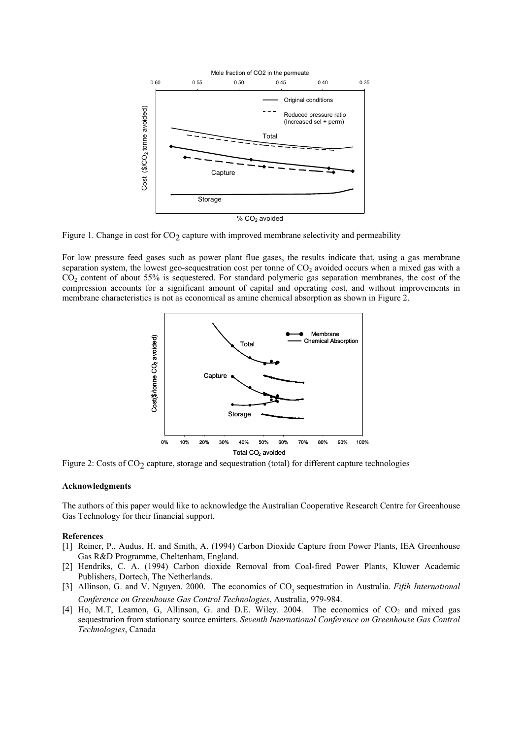Mole fraction of CO2 in the permeate

0.60 0.55 0.50 0.45 0.40 0.35

Original conditions

Reduced pressure ratio (Increased sel + perm)

Total

Capture

Storage

Cost ($/$CO_2$ tonne avoided)

% $CO_2$ avoided

Figure 1. Change in cost for $CO_2$ capture with improved membrane selectivity and permeability

For low pressure feed gases such as power plant flue gases, the results indicate that, using a gas membrane separation system, the lowest geo-sequestration cost per tonne of $CO_2$ avoided occurs when a mixed gas with a $CO_2$ content of about 55% is sequestered. For standard polymeric gas separation membranes, the cost of the compression accounts for a significant amount of capital and operating cost, and without improvements in membrane characteristics is not as economical as amine chemical absorption as shown in Figure 2.

Membrane

Chemical Absorption

Total

Capture

Storage

Cost($/tonne $CO_2$ avoided)

0% 10% 20% 30% 40% 50% 60% 70% 80% 90% 100%

Total $CO_2$ avoided

Figure 2: Costs of $CO_2$ capture, storage and sequestration (total) for different capture technologies

**Acknowledgments**

The authors of this paper would like to acknowledge the Australian Cooperative Research Centre for Greenhouse Gas Technology for their financial support.

**References**

[1] Reiner, P., Audus, H. and Smith, A. (1994) Carbon Dioxide Capture from Power Plants, IEA Greenhouse Gas R&D Programme, Cheltenham, England.

[2] Hendriks, C. A. (1994) Carbon dioxide Removal from Coal-fired Power Plants, Kluwer Academic Publishers, Dortech, The Netherlands.

[3] Allinson, G. and V. Nguyen. 2000. The economics of $CO_2$ sequestration in Australia. *Fifth International Conference on Greenhouse Gas Control Technologies*, Australia, 979-984.

[4] Ho, M.T, Leamon, G, Allinson, G. and D.E. Wiley. 2004. The economics of $CO_2$ and mixed gas sequestration from stationary source emitters. *Seventh International Conference on Greenhouse Gas Control Technologies*, Canada